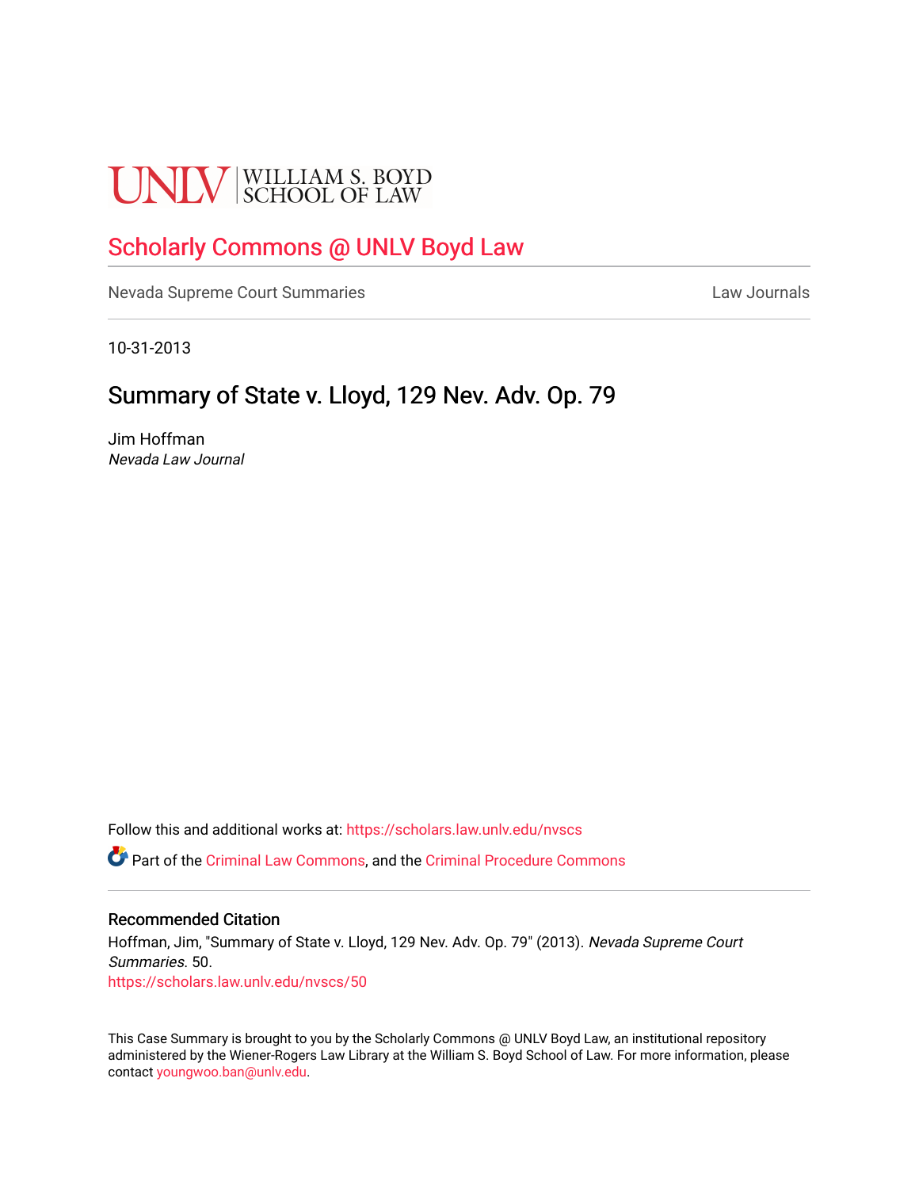UNLV | WILLIAM S. BOYD SCHOOL OF LAW

# Scholarly Commons @ UNLV Boyd Law

Nevada Supreme Court Summaries

Law Journals

10-31-2013

## Summary of State v. Lloyd, 129 Nev. Adv. Op. 79

Jim Hoffman
*Nevada Law Journal*

Follow this and additional works at: https://scholars.law.unlv.edu/nvscs

Part of the Criminal Law Commons, and the Criminal Procedure Commons

### Recommended Citation

Hoffman, Jim, "Summary of State v. Lloyd, 129 Nev. Adv. Op. 79" (2013). *Nevada Supreme Court Summaries*. 50.
https://scholars.law.unlv.edu/nvscs/50

This Case Summary is brought to you by the Scholarly Commons @ UNLV Boyd Law, an institutional repository administered by the Wiener-Rogers Law Library at the William S. Boyd School of Law. For more information, please contact youngwoo.ban@unlv.edu.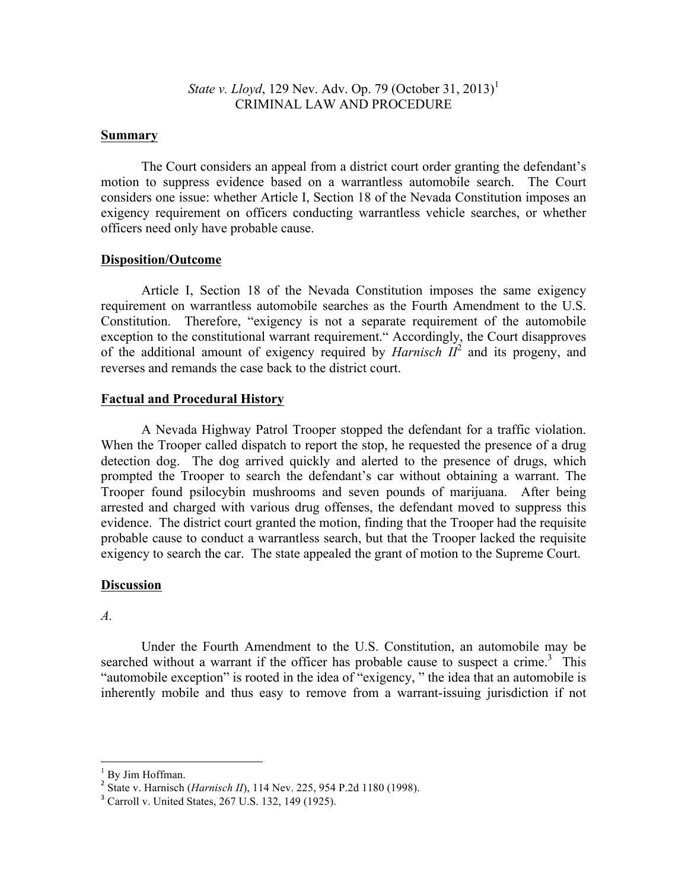*State v. Lloyd*, 129 Nev. Adv. Op. 79 (October 31, 2013)[1]
CRIMINAL LAW AND PROCEDURE

**Summary**

The Court considers an appeal from a district court order granting the defendant's motion to suppress evidence based on a warrantless automobile search. The Court considers one issue: whether Article I, Section 18 of the Nevada Constitution imposes an exigency requirement on officers conducting warrantless vehicle searches, or whether officers need only have probable cause.

**Disposition/Outcome**

Article I, Section 18 of the Nevada Constitution imposes the same exigency requirement on warrantless automobile searches as the Fourth Amendment to the U.S. Constitution. Therefore, "exigency is not a separate requirement of the automobile exception to the constitutional warrant requirement." Accordingly, the Court disapproves of the additional amount of exigency required by *Harnisch II*[2] and its progeny, and reverses and remands the case back to the district court.

**Factual and Procedural History**

A Nevada Highway Patrol Trooper stopped the defendant for a traffic violation. When the Trooper called dispatch to report the stop, he requested the presence of a drug detection dog. The dog arrived quickly and alerted to the presence of drugs, which prompted the Trooper to search the defendant's car without obtaining a warrant. The Trooper found psilocybin mushrooms and seven pounds of marijuana. After being arrested and charged with various drug offenses, the defendant moved to suppress this evidence. The district court granted the motion, finding that the Trooper had the requisite probable cause to conduct a warrantless search, but that the Trooper lacked the requisite exigency to search the car. The state appealed the grant of motion to the Supreme Court.

**Discussion**

*A.*

Under the Fourth Amendment to the U.S. Constitution, an automobile may be searched without a warrant if the officer has probable cause to suspect a crime.[3] This "automobile exception" is rooted in the idea of "exigency, " the idea that an automobile is inherently mobile and thus easy to remove from a warrant-issuing jurisdiction if not

---

[1] By Jim Hoffman.
[2] State v. Harnisch (*Harnisch II*), 114 Nev. 225, 954 P.2d 1180 (1998).
[3] Carroll v. United States, 267 U.S. 132, 149 (1925).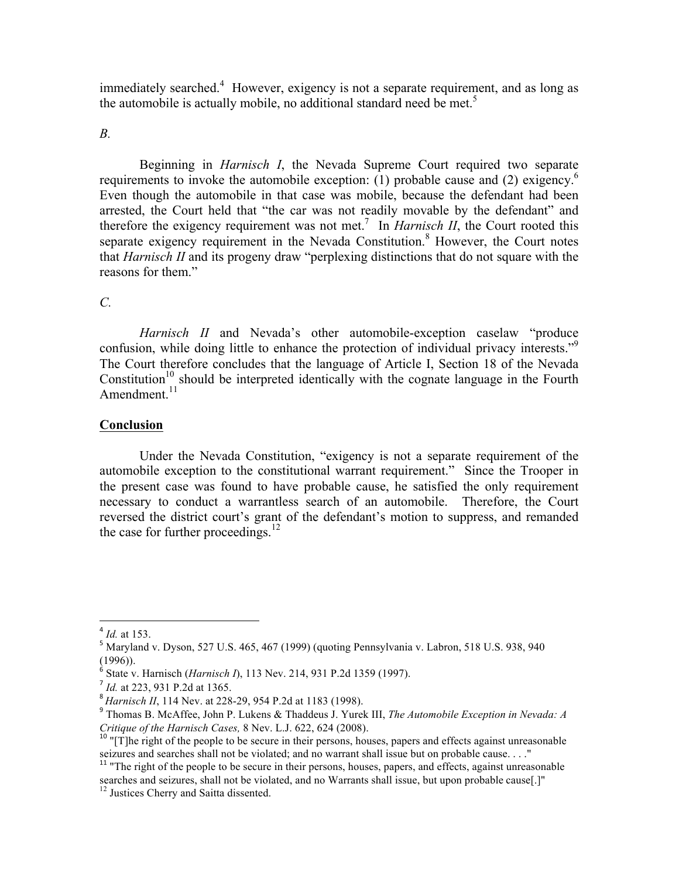immediately searched.[4] However, exigency is not a separate requirement, and as long as the automobile is actually mobile, no additional standard need be met.[5]

*B*.

Beginning in *Harnisch I*, the Nevada Supreme Court required two separate requirements to invoke the automobile exception: (1) probable cause and (2) exigency.[6] Even though the automobile in that case was mobile, because the defendant had been arrested, the Court held that "the car was not readily movable by the defendant" and therefore the exigency requirement was not met.[7] In *Harnisch II*, the Court rooted this separate exigency requirement in the Nevada Constitution.[8] However, the Court notes that *Harnisch II* and its progeny draw "perplexing distinctions that do not square with the reasons for them."

*C*.

*Harnisch II* and Nevada's other automobile-exception caselaw "produce confusion, while doing little to enhance the protection of individual privacy interests."[9] The Court therefore concludes that the language of Article I, Section 18 of the Nevada Constitution[10] should be interpreted identically with the cognate language in the Fourth Amendment.[11]

**Conclusion**

Under the Nevada Constitution, "exigency is not a separate requirement of the automobile exception to the constitutional warrant requirement." Since the Trooper in the present case was found to have probable cause, he satisfied the only requirement necessary to conduct a warrantless search of an automobile. Therefore, the Court reversed the district court's grant of the defendant's motion to suppress, and remanded the case for further proceedings.[12]

---

[4] *Id.* at 153.

[5] Maryland v. Dyson, 527 U.S. 465, 467 (1999) (quoting Pennsylvania v. Labron, 518 U.S. 938, 940 (1996)).

[6] State v. Harnisch (*Harnisch I*), 113 Nev. 214, 931 P.2d 1359 (1997).

[7] *Id.* at 223, 931 P.2d at 1365.

[8] *Harnisch II*, 114 Nev. at 228-29, 954 P.2d at 1183 (1998).

[9] Thomas B. McAffee, John P. Lukens & Thaddeus J. Yurek III, *The Automobile Exception in Nevada: A Critique of the Harnisch Cases,* 8 Nev. L.J. 622, 624 (2008).

[10] "[T]he right of the people to be secure in their persons, houses, papers and effects against unreasonable seizures and searches shall not be violated; and no warrant shall issue but on probable cause. . . ."

[11] "The right of the people to be secure in their persons, houses, papers, and effects, against unreasonable searches and seizures, shall not be violated, and no Warrants shall issue, but upon probable cause[.]"

[12] Justices Cherry and Saitta dissented.